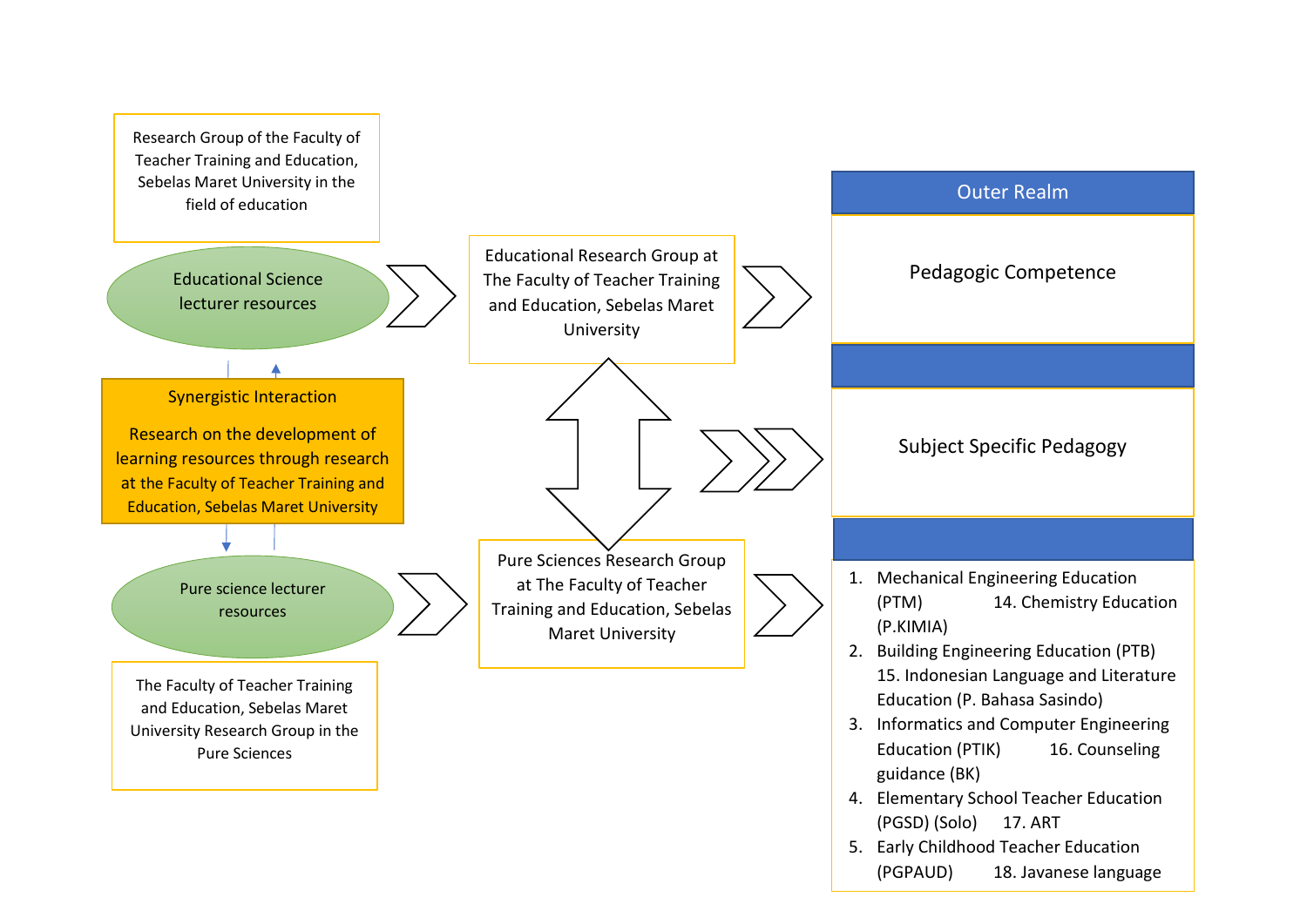Research Group of the Faculty of Teacher Training and Education, Sebelas Maret University in the field of education

Educational Science lecturer resources

Educational Research Group at The Faculty of Teacher Training and Education, Sebelas Maret University

**Outer Realm**

Pedagogic Competence

Synergistic Interaction

Research on the development of learning resources through research at the Faculty of Teacher Training and Education, Sebelas Maret University

Subject Specific Pedagogy

Pure science lecturer resources

Pure Sciences Research Group at The Faculty of Teacher Training and Education, Sebelas Maret University

The Faculty of Teacher Training and Education, Sebelas Maret University Research Group in the Pure Sciences

1. Mechanical Engineering Education (PTM) 14. Chemistry Education (P.KIMIA)
2. Building Engineering Education (PTB) 15. Indonesian Language and Literature Education (P. Bahasa Sasindo)
3. Informatics and Computer Engineering Education (PTIK) 16. Counseling guidance (BK)
4. Elementary School Teacher Education (PGSD) (Solo) 17. ART
5. Early Childhood Teacher Education (PGPAUD) 18. Javanese language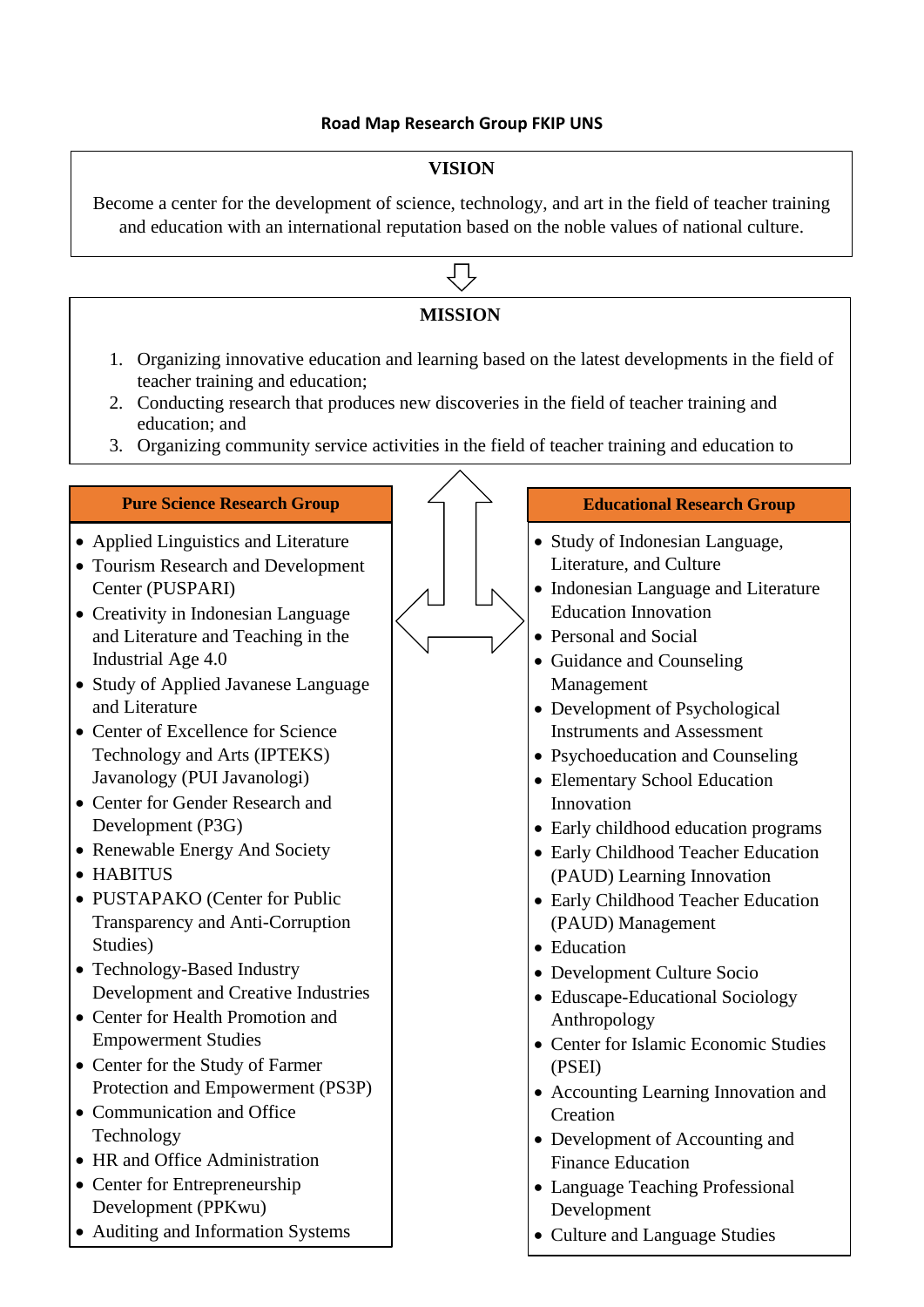**Road Map Research Group FKIP UNS**

## VISION

Become a center for the development of science, technology, and art in the field of teacher training and education with an international reputation based on the noble values of national culture.

## MISSION

1. Organizing innovative education and learning based on the latest developments in the field of teacher training and education;
2. Conducting research that produces new discoveries in the field of teacher training and education; and
3. Organizing community service activities in the field of teacher training and education to

### Pure Science Research Group

- Applied Linguistics and Literature
- Tourism Research and Development Center (PUSPARI)
- Creativity in Indonesian Language and Literature and Teaching in the Industrial Age 4.0
- Study of Applied Javanese Language and Literature
- Center of Excellence for Science Technology and Arts (IPTEKS) Javanology (PUI Javanologi)
- Center for Gender Research and Development (P3G)
- Renewable Energy And Society
- HABITUS
- PUSTAPAKO (Center for Public Transparency and Anti-Corruption Studies)
- Technology-Based Industry Development and Creative Industries
- Center for Health Promotion and Empowerment Studies
- Center for the Study of Farmer Protection and Empowerment (PS3P)
- Communication and Office Technology
- HR and Office Administration
- Center for Entrepreneurship Development (PPKwu)
- Auditing and Information Systems

### Educational Research Group

- Study of Indonesian Language, Literature, and Culture
- Indonesian Language and Literature Education Innovation
- Personal and Social
- Guidance and Counseling Management
- Development of Psychological Instruments and Assessment
- Psychoeducation and Counseling
- Elementary School Education Innovation
- Early childhood education programs
- Early Childhood Teacher Education (PAUD) Learning Innovation
- Early Childhood Teacher Education (PAUD) Management
- Education
- Development Culture Socio
- Eduscape-Educational Sociology Anthropology
- Center for Islamic Economic Studies (PSEI)
- Accounting Learning Innovation and Creation
- Development of Accounting and Finance Education
- Language Teaching Professional Development
- Culture and Language Studies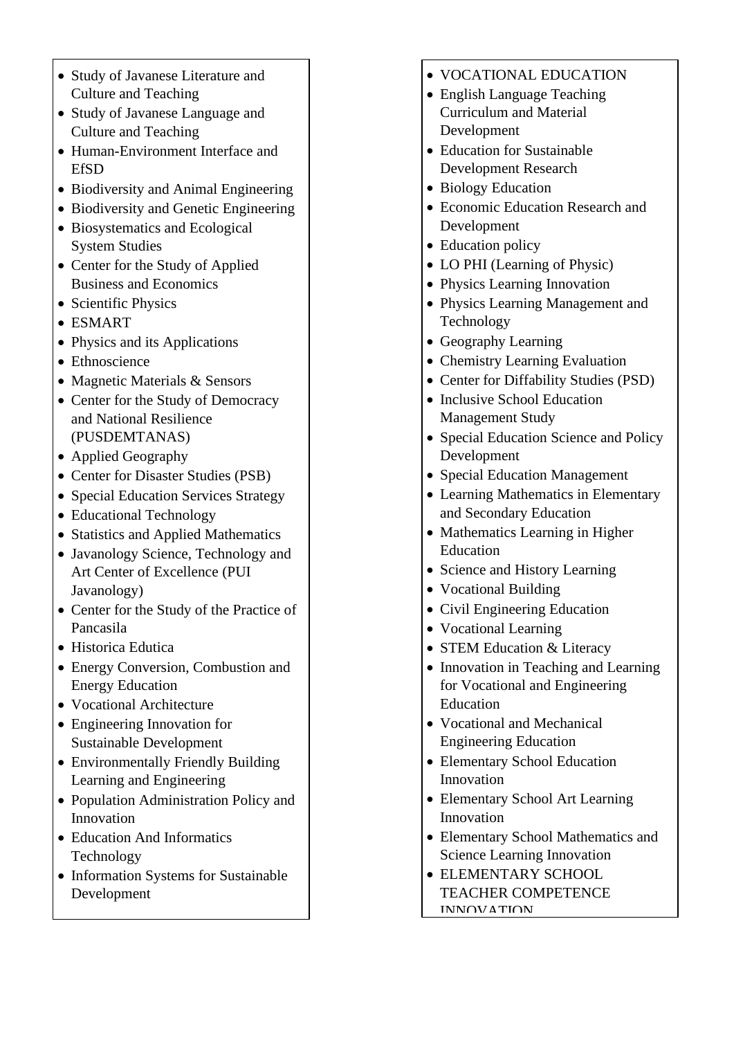- Study of Javanese Literature and Culture and Teaching
- Study of Javanese Language and Culture and Teaching
- Human-Environment Interface and EfSD
- Biodiversity and Animal Engineering
- Biodiversity and Genetic Engineering
- Biosystematics and Ecological System Studies
- Center for the Study of Applied Business and Economics
- Scientific Physics
- ESMART
- Physics and its Applications
- Ethnoscience
- Magnetic Materials & Sensors
- Center for the Study of Democracy and National Resilience (PUSDEMTANAS)
- Applied Geography
- Center for Disaster Studies (PSB)
- Special Education Services Strategy
- Educational Technology
- Statistics and Applied Mathematics
- Javanology Science, Technology and Art Center of Excellence (PUI Javanology)
- Center for the Study of the Practice of Pancasila
- Historica Edutica
- Energy Conversion, Combustion and Energy Education
- Vocational Architecture
- Engineering Innovation for Sustainable Development
- Environmentally Friendly Building Learning and Engineering
- Population Administration Policy and Innovation
- Education And Informatics Technology
- Information Systems for Sustainable Development

- VOCATIONAL EDUCATION
- English Language Teaching Curriculum and Material Development
- Education for Sustainable Development Research
- Biology Education
- Economic Education Research and Development
- Education policy
- LO PHI (Learning of Physic)
- Physics Learning Innovation
- Physics Learning Management and Technology
- Geography Learning
- Chemistry Learning Evaluation
- Center for Diffability Studies (PSD)
- Inclusive School Education Management Study
- Special Education Science and Policy Development
- Special Education Management
- Learning Mathematics in Elementary and Secondary Education
- Mathematics Learning in Higher Education
- Science and History Learning
- Vocational Building
- Civil Engineering Education
- Vocational Learning
- STEM Education & Literacy
- Innovation in Teaching and Learning for Vocational and Engineering Education
- Vocational and Mechanical Engineering Education
- Elementary School Education Innovation
- Elementary School Art Learning Innovation
- Elementary School Mathematics and Science Learning Innovation
- ELEMENTARY SCHOOL TEACHER COMPETENCE INNOVATION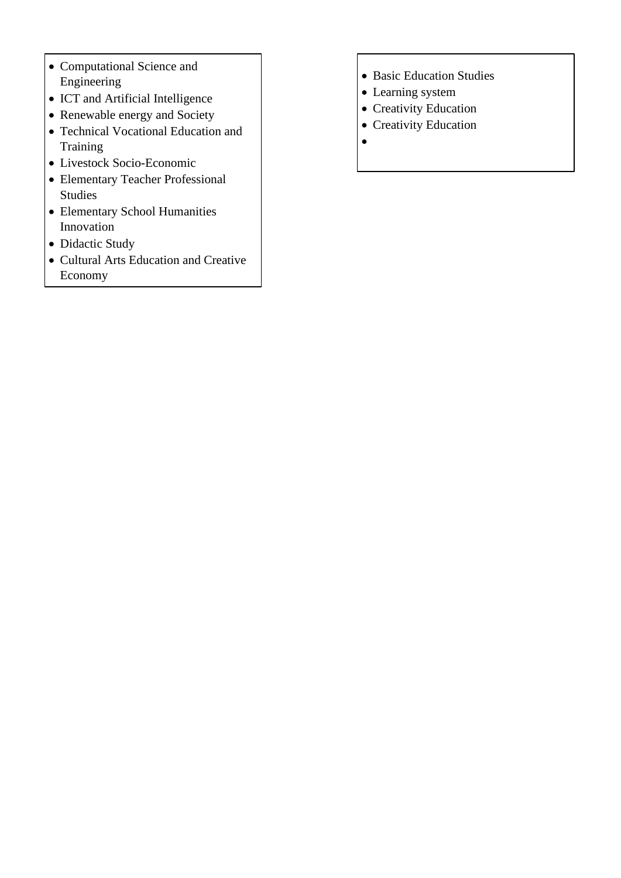- Computational Science and Engineering
- ICT and Artificial Intelligence
- Renewable energy and Society
- Technical Vocational Education and Training
- Livestock Socio-Economic
- Elementary Teacher Professional Studies
- Elementary School Humanities Innovation
- Didactic Study
- Cultural Arts Education and Creative Economy

- Basic Education Studies
- Learning system
- Creativity Education
- Creativity Education